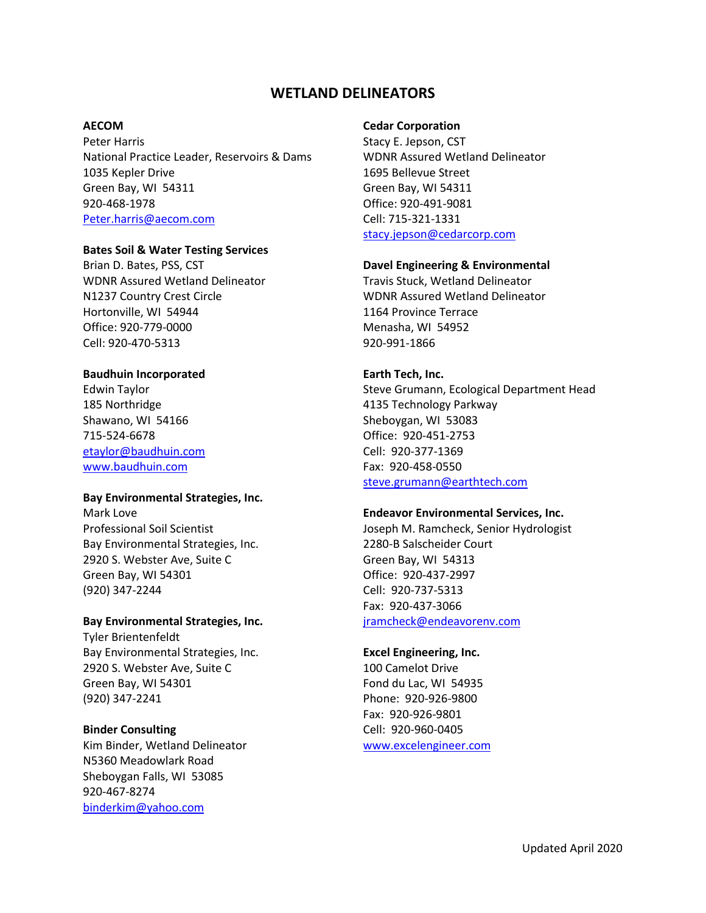# WETLAND DELINEATORS

**AECOM**
Peter Harris
National Practice Leader, Reservoirs & Dams
1035 Kepler Drive
Green Bay, WI  54311
920-468-1978
Peter.harris@aecom.com

**Bates Soil & Water Testing Services**
Brian D. Bates, PSS, CST
WDNR Assured Wetland Delineator
N1237 Country Crest Circle
Hortonville, WI  54944
Office: 920-779-0000
Cell: 920-470-5313

**Baudhuin Incorporated**
Edwin Taylor
185 Northridge
Shawano, WI  54166
715-524-6678
etaylor@baudhuin.com
www.baudhuin.com

**Bay Environmental Strategies, Inc.**
Mark Love
Professional Soil Scientist
Bay Environmental Strategies, Inc.
2920 S. Webster Ave, Suite C
Green Bay, WI 54301
(920) 347-2244

**Bay Environmental Strategies, Inc.**
Tyler Brientenfeldt
Bay Environmental Strategies, Inc.
2920 S. Webster Ave, Suite C
Green Bay, WI 54301
(920) 347-2241

**Binder Consulting**
Kim Binder, Wetland Delineator
N5360 Meadowlark Road
Sheboygan Falls, WI  53085
920-467-8274
binderkim@yahoo.com

**Cedar Corporation**
Stacy E. Jepson, CST
WDNR Assured Wetland Delineator
1695 Bellevue Street
Green Bay, WI 54311
Office: 920-491-9081
Cell: 715-321-1331
stacy.jepson@cedarcorp.com

**Davel Engineering & Environmental**
Travis Stuck, Wetland Delineator
WDNR Assured Wetland Delineator
1164 Province Terrace
Menasha, WI  54952
920-991-1866

**Earth Tech, Inc.**
Steve Grumann, Ecological Department Head
4135 Technology Parkway
Sheboygan, WI  53083
Office:  920-451-2753
Cell:  920-377-1369
Fax:  920-458-0550
steve.grumann@earthtech.com

**Endeavor Environmental Services, Inc.**
Joseph M. Ramcheck, Senior Hydrologist
2280-B Salscheider Court
Green Bay, WI  54313
Office:  920-437-2997
Cell:  920-737-5313
Fax:  920-437-3066
jramcheck@endeavorenv.com

**Excel Engineering, Inc.**
100 Camelot Drive
Fond du Lac, WI  54935
Phone:  920-926-9800
Fax:  920-926-9801
Cell:  920-960-0405
www.excelengineer.com

Updated April 2020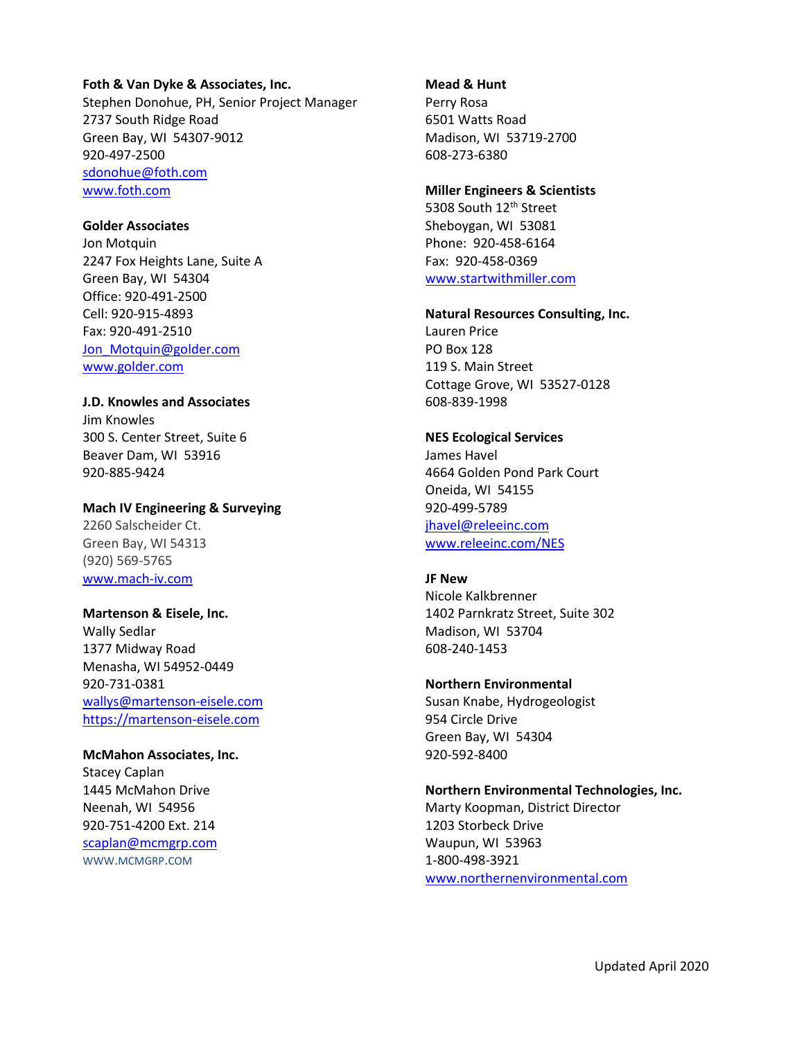**Foth & Van Dyke & Associates, Inc.**
Stephen Donohue, PH, Senior Project Manager
2737 South Ridge Road
Green Bay, WI 54307-9012
920-497-2500
sdonohue@foth.com
www.foth.com

**Golder Associates**
Jon Motquin
2247 Fox Heights Lane, Suite A
Green Bay, WI 54304
Office: 920-491-2500
Cell: 920-915-4893
Fax: 920-491-2510
Jon_Motquin@golder.com
www.golder.com

**J.D. Knowles and Associates**
Jim Knowles
300 S. Center Street, Suite 6
Beaver Dam, WI 53916
920-885-9424

**Mach IV Engineering & Surveying**
2260 Salscheider Ct.
Green Bay, WI 54313
(920) 569-5765
www.mach-iv.com

**Martenson & Eisele, Inc.**
Wally Sedlar
1377 Midway Road
Menasha, WI 54952-0449
920-731-0381
wallys@martenson-eisele.com
https://martenson-eisele.com

**McMahon Associates, Inc.**
Stacey Caplan
1445 McMahon Drive
Neenah, WI 54956
920-751-4200 Ext. 214
scaplan@mcmgrp.com
WWW.MCMGRP.COM

**Mead & Hunt**
Perry Rosa
6501 Watts Road
Madison, WI 53719-2700
608-273-6380

**Miller Engineers & Scientists**
5308 South 12th Street
Sheboygan, WI 53081
Phone: 920-458-6164
Fax: 920-458-0369
www.startwithmiller.com

**Natural Resources Consulting, Inc.**
Lauren Price
PO Box 128
119 S. Main Street
Cottage Grove, WI 53527-0128
608-839-1998

**NES Ecological Services**
James Havel
4664 Golden Pond Park Court
Oneida, WI 54155
920-499-5789
jhavel@releeinc.com
www.releeinc.com/NES

**JF New**
Nicole Kalkbrenner
1402 Parnkratz Street, Suite 302
Madison, WI 53704
608-240-1453

**Northern Environmental**
Susan Knabe, Hydrogeologist
954 Circle Drive
Green Bay, WI 54304
920-592-8400

**Northern Environmental Technologies, Inc.**
Marty Koopman, District Director
1203 Storbeck Drive
Waupun, WI 53963
1-800-498-3921
www.northernenvironmental.com

Updated April 2020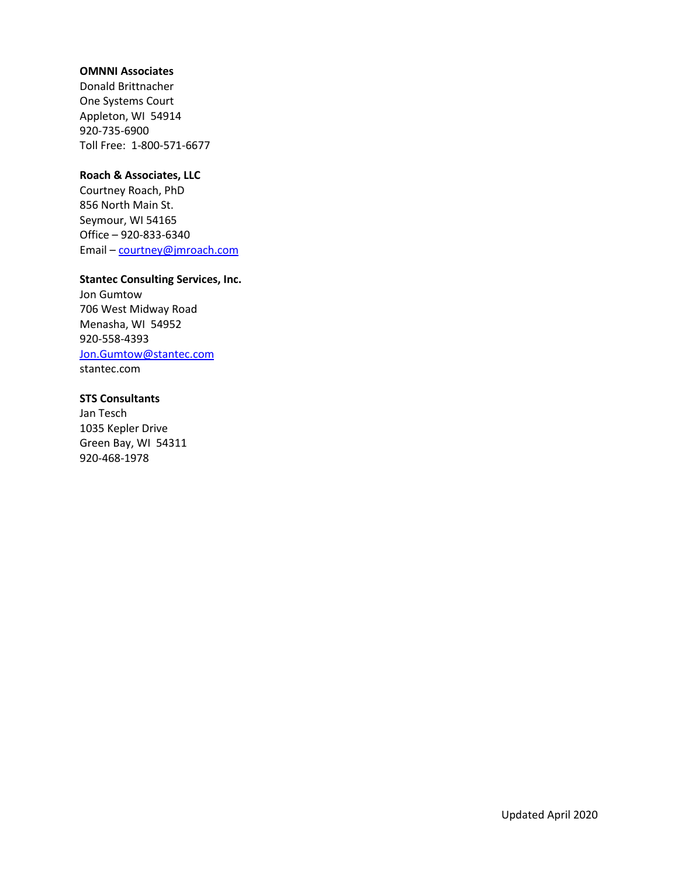**OMNNI Associates**
Donald Brittnacher
One Systems Court
Appleton, WI  54914
920-735-6900
Toll Free:  1-800-571-6677

**Roach & Associates, LLC**
Courtney Roach, PhD
856 North Main St.
Seymour, WI 54165
Office – 920-833-6340
Email – courtney@jmroach.com

**Stantec Consulting Services, Inc.**
Jon Gumtow
706 West Midway Road
Menasha, WI  54952
920-558-4393
Jon.Gumtow@stantec.com
stantec.com

**STS Consultants**
Jan Tesch
1035 Kepler Drive
Green Bay, WI  54311
920-468-1978

Updated April 2020